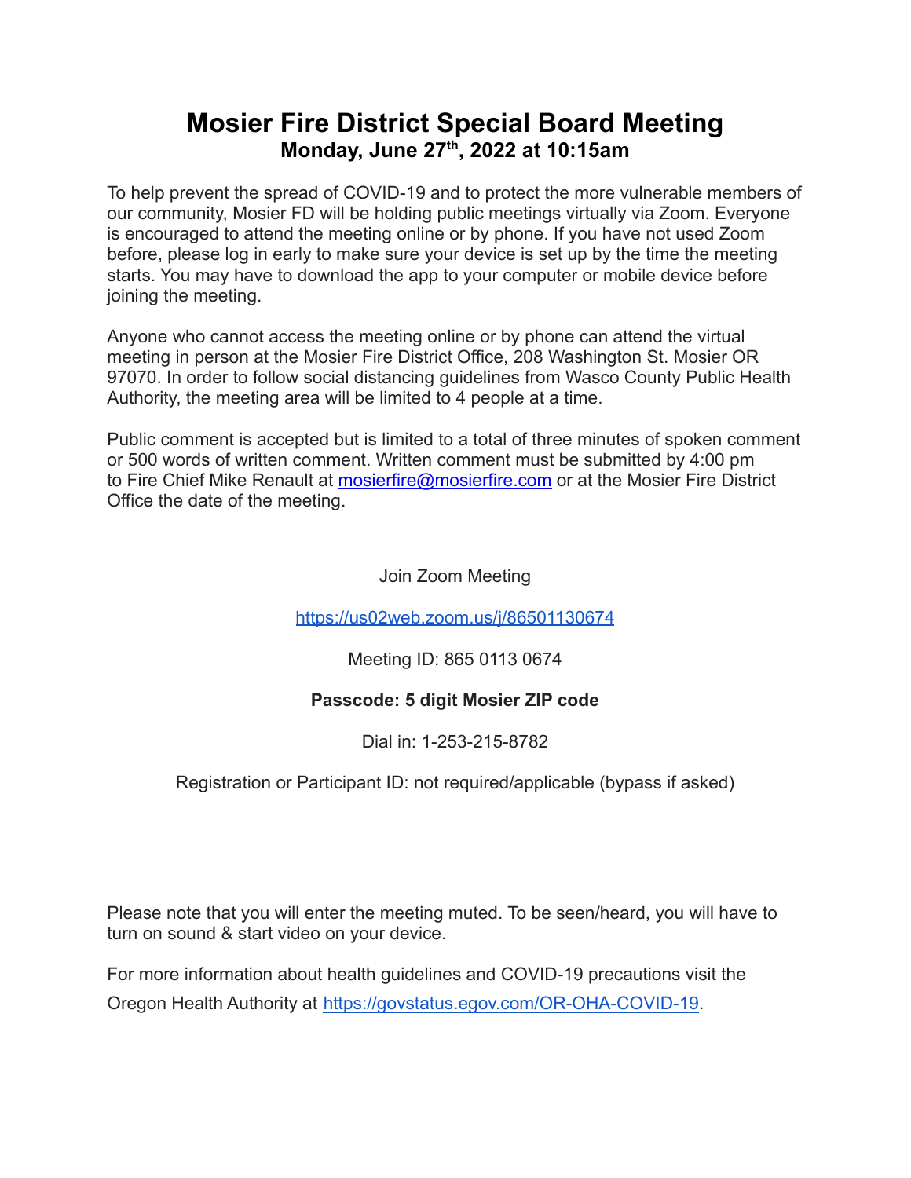# Mosier Fire District Special Board Meeting

## Monday, June 27th, 2022 at 10:15am

To help prevent the spread of COVID-19 and to protect the more vulnerable members of our community, Mosier FD will be holding public meetings virtually via Zoom. Everyone is encouraged to attend the meeting online or by phone. If you have not used Zoom before, please log in early to make sure your device is set up by the time the meeting starts. You may have to download the app to your computer or mobile device before joining the meeting.

Anyone who cannot access the meeting online or by phone can attend the virtual meeting in person at the Mosier Fire District Office, 208 Washington St. Mosier OR 97070. In order to follow social distancing guidelines from Wasco County Public Health Authority, the meeting area will be limited to 4 people at a time.

Public comment is accepted but is limited to a total of three minutes of spoken comment or 500 words of written comment. Written comment must be submitted by 4:00 pm to Fire Chief Mike Renault at mosierfire@mosierfire.com or at the Mosier Fire District Office the date of the meeting.

Join Zoom Meeting

https://us02web.zoom.us/j/86501130674

Meeting ID: 865 0113 0674

**Passcode: 5 digit Mosier ZIP code**

Dial in: 1-253-215-8782

Registration or Participant ID: not required/applicable (bypass if asked)

Please note that you will enter the meeting muted. To be seen/heard, you will have to turn on sound & start video on your device.

For more information about health guidelines and COVID-19 precautions visit the Oregon Health Authority at https://govstatus.egov.com/OR-OHA-COVID-19.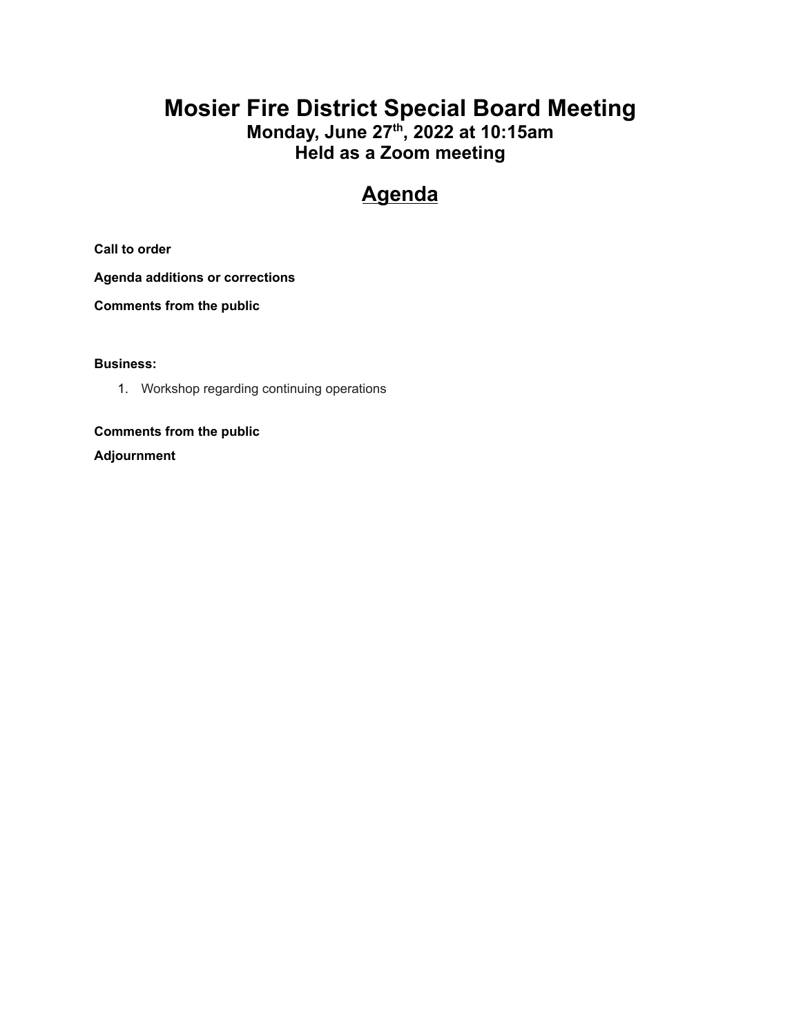# Mosier Fire District Special Board Meeting

## Monday, June 27th, 2022 at 10:15am

## Held as a Zoom meeting

## Agenda

**Call to order**

**Agenda additions or corrections**

**Comments from the public**

**Business:**

1. Workshop regarding continuing operations

**Comments from the public**

**Adjournment**